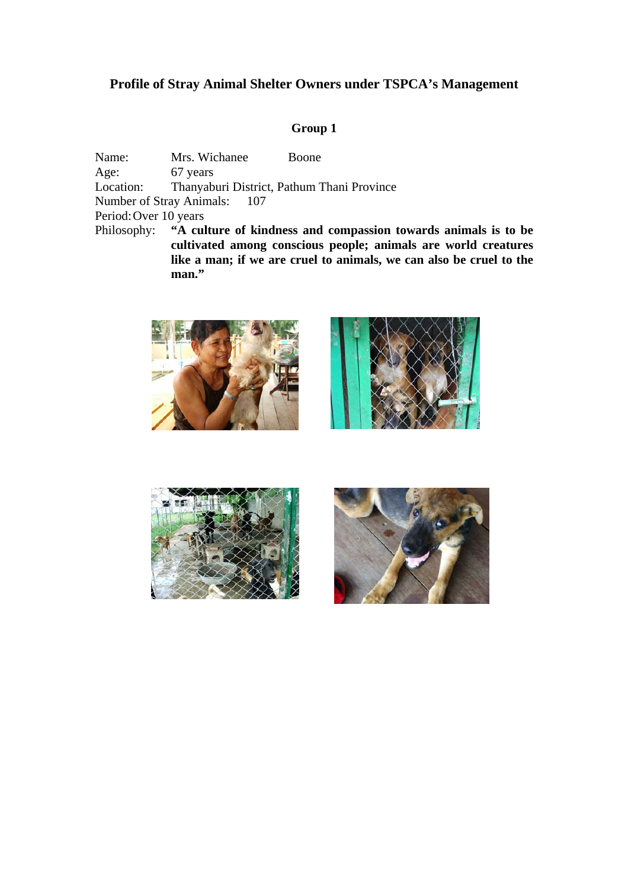# Profile of Stray Animal Shelter Owners under TSPCA's Management

## Group 1

Name: Mrs. Wichanee Boone

Age: 67 years

Location: Thanyaburi District, Pathum Thani Province

Number of Stray Animals: 107

Period: Over 10 years

Philosophy: **"A culture of kindness and compassion towards animals is to be cultivated among conscious people; animals are world creatures like a man; if we are cruel to animals, we can also be cruel to the man."**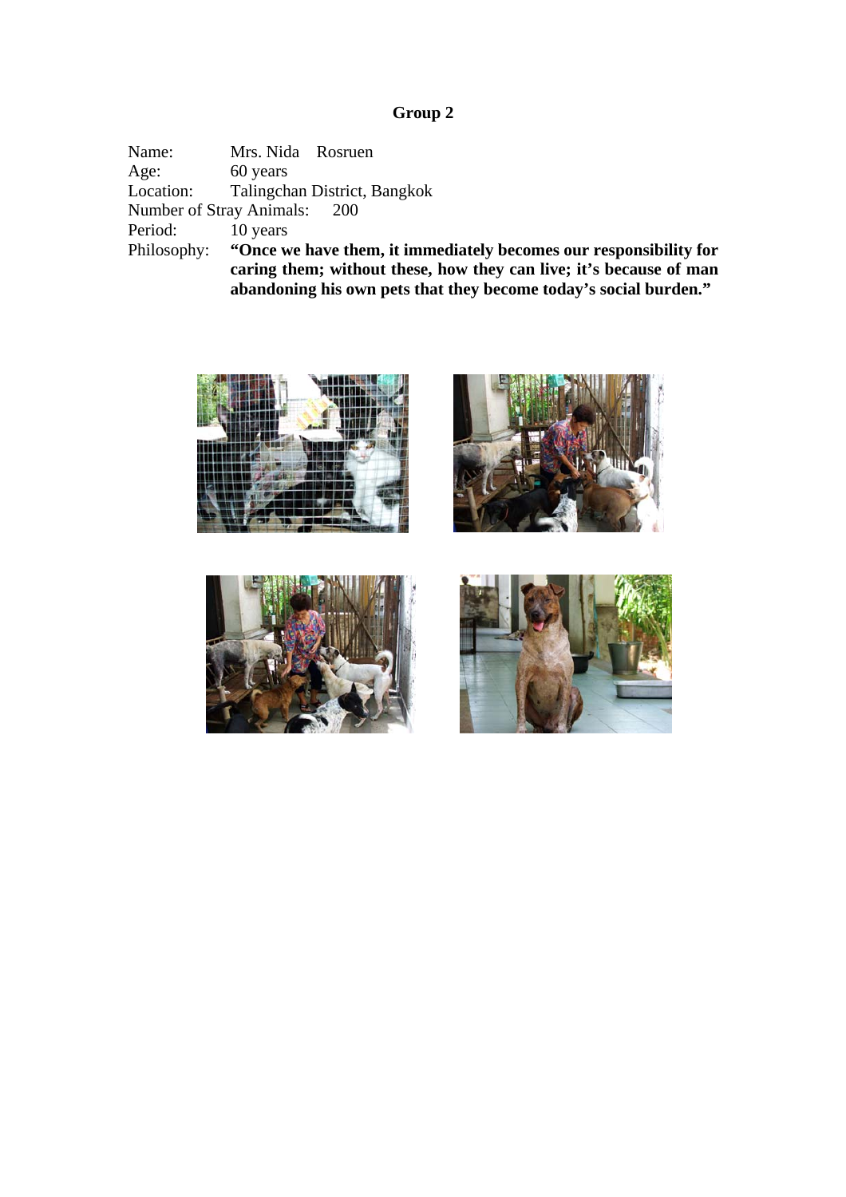# Group 2

Name: Mrs. Nida Rosruen
Age: 60 years
Location: Talingchan District, Bangkok
Number of Stray Animals: 200
Period: 10 years
Philosophy: **"Once we have them, it immediately becomes our responsibility for caring them; without these, how they can live; it's because of man abandoning his own pets that they become today's social burden."**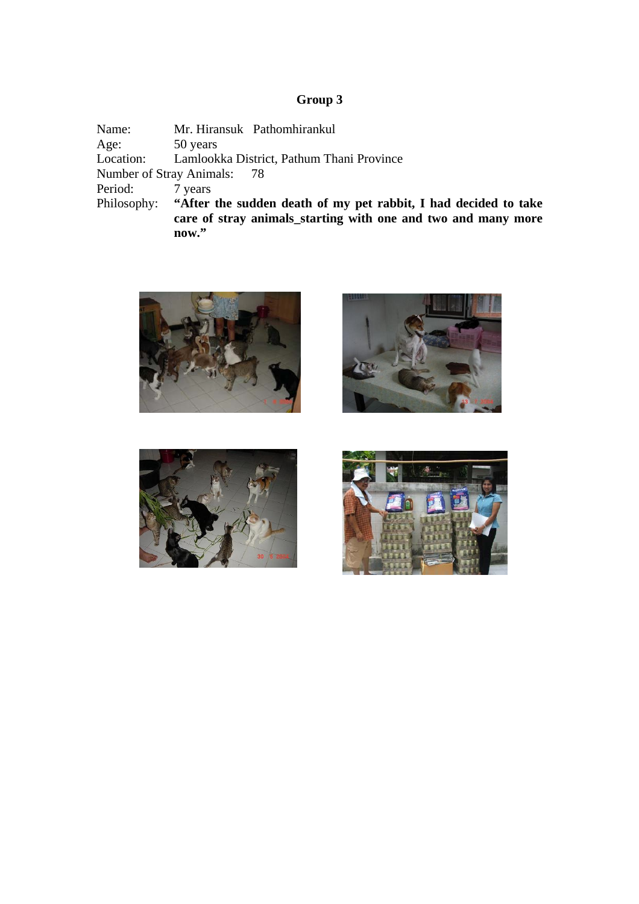# Group 3

Name: Mr. Hiransuk Pathomhirankul

Age: 50 years

Location: Lamlookka District, Pathum Thani Province

Number of Stray Animals: 78

Period: 7 years

Philosophy: **"After the sudden death of my pet rabbit, I had decided to take care of stray animals_starting with one and two and many more now."**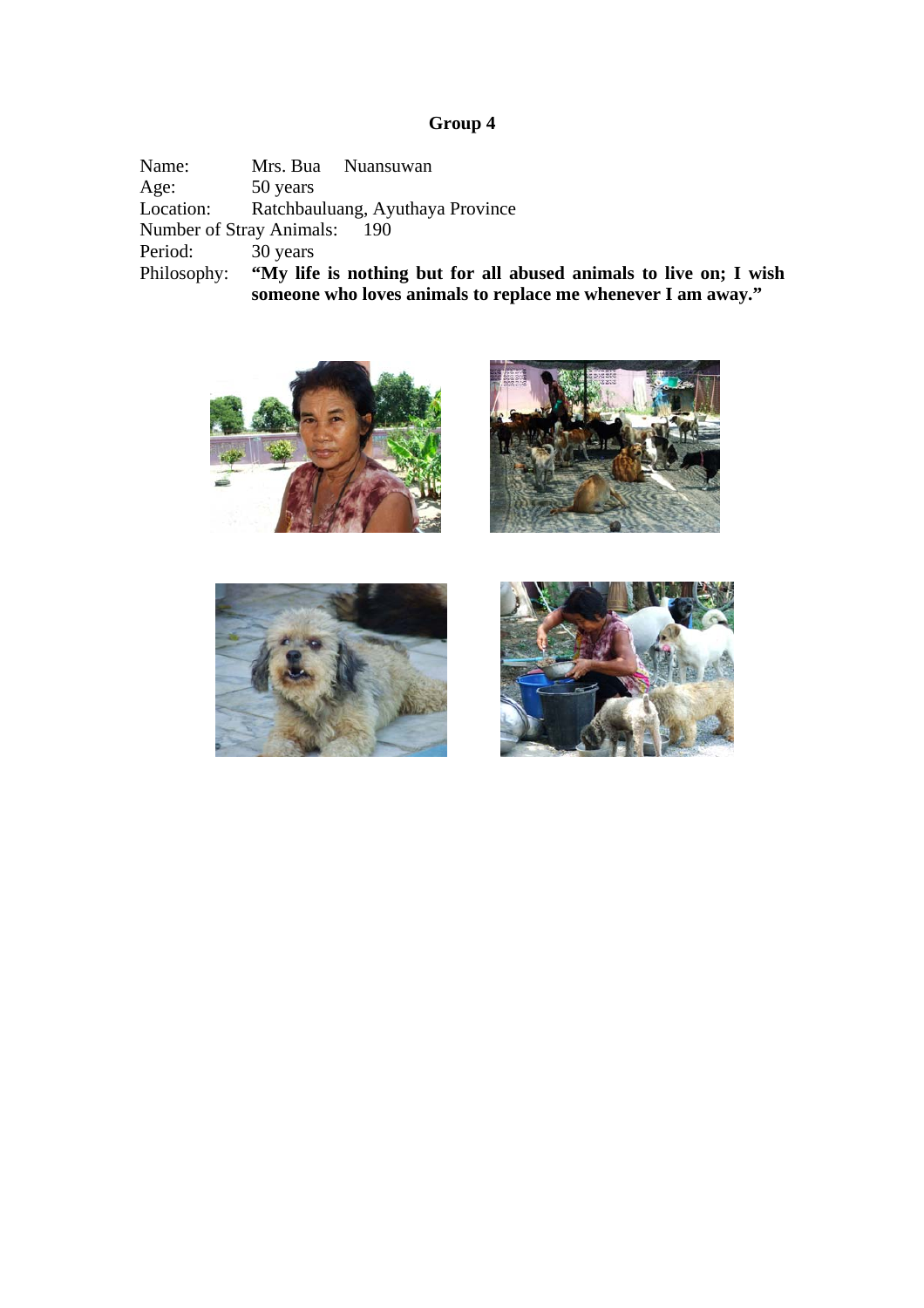# Group 4

Name: Mrs. Bua Nuansuwan
Age: 50 years
Location: Ratchbauluang, Ayuthaya Province
Number of Stray Animals: 190
Period: 30 years
Philosophy: **"My life is nothing but for all abused animals to live on; I wish someone who loves animals to replace me whenever I am away."**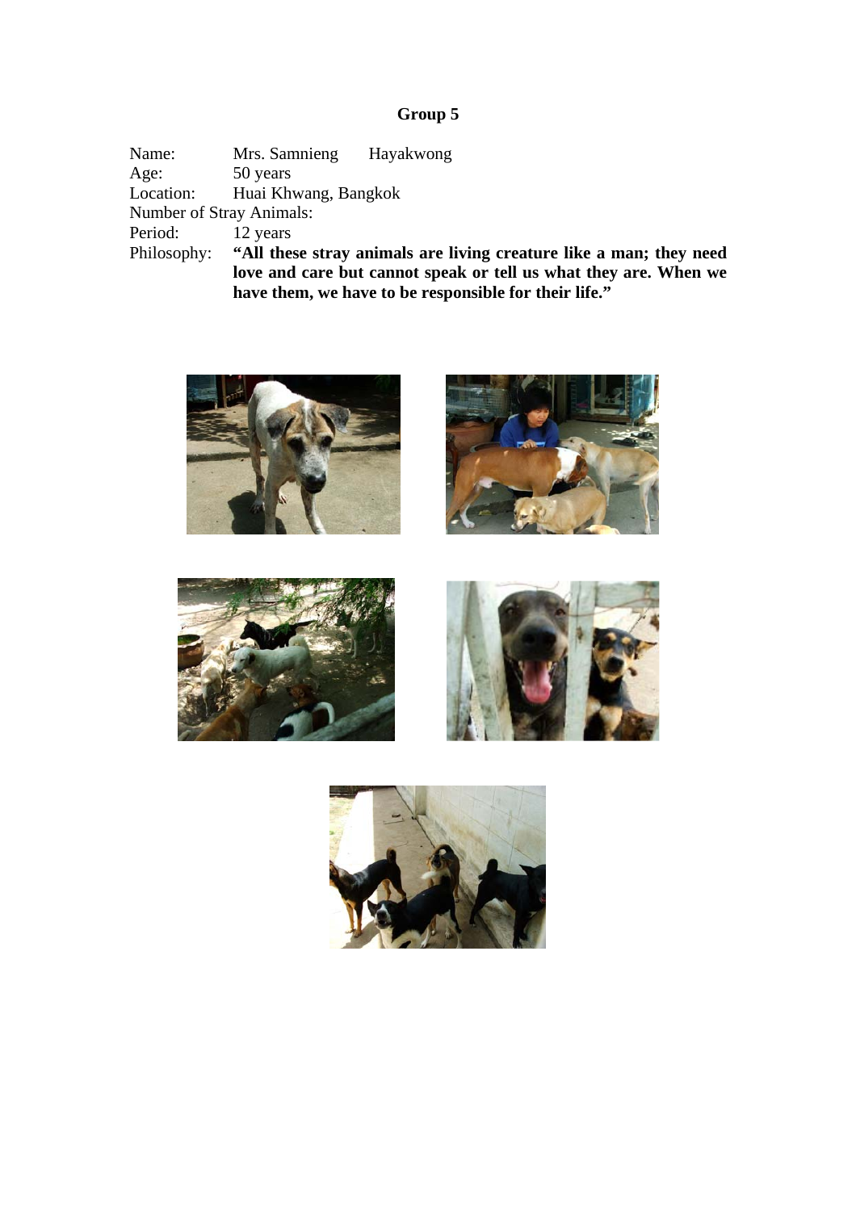# Group 5

Name: Mrs. Samnieng Hayakwong
Age: 50 years
Location: Huai Khwang, Bangkok
Number of Stray Animals:
Period: 12 years
Philosophy: **"All these stray animals are living creature like a man; they need love and care but cannot speak or tell us what they are. When we have them, we have to be responsible for their life."**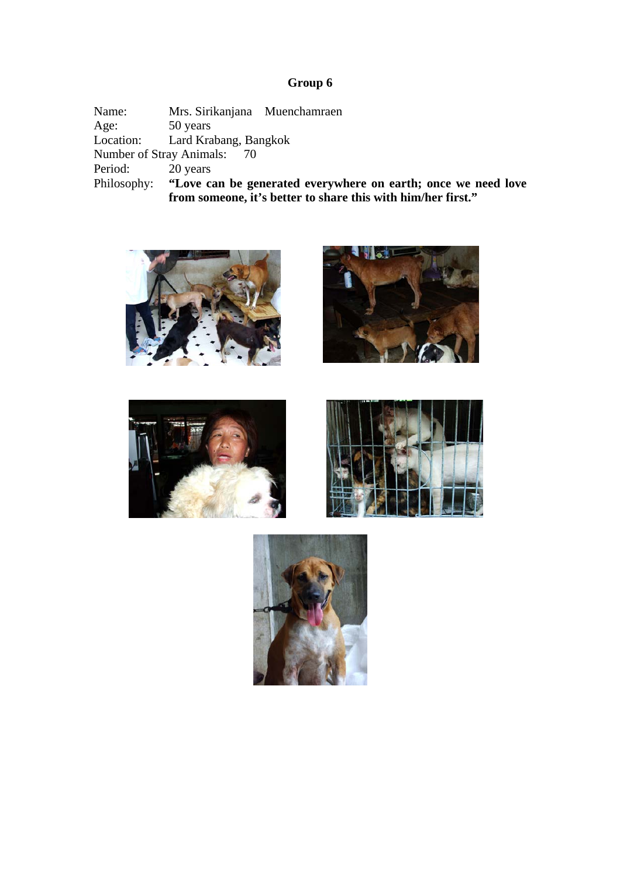# Group 6

Name: Mrs. Sirikanjana Muenchamraen
Age: 50 years
Location: Lard Krabang, Bangkok
Number of Stray Animals: 70
Period: 20 years
Philosophy: **"Love can be generated everywhere on earth; once we need love from someone, it's better to share this with him/her first."**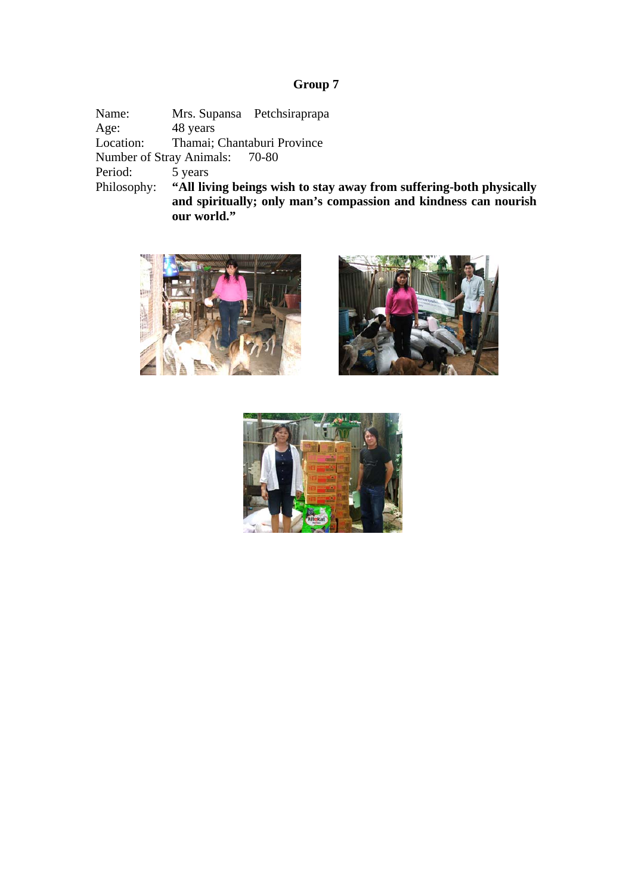# Group 7

Name: Mrs. Supansa Petchsiraprapa
Age: 48 years
Location: Thamai; Chantaburi Province
Number of Stray Animals: 70-80
Period: 5 years
Philosophy: **"All living beings wish to stay away from suffering-both physically and spiritually; only man's compassion and kindness can nourish our world."**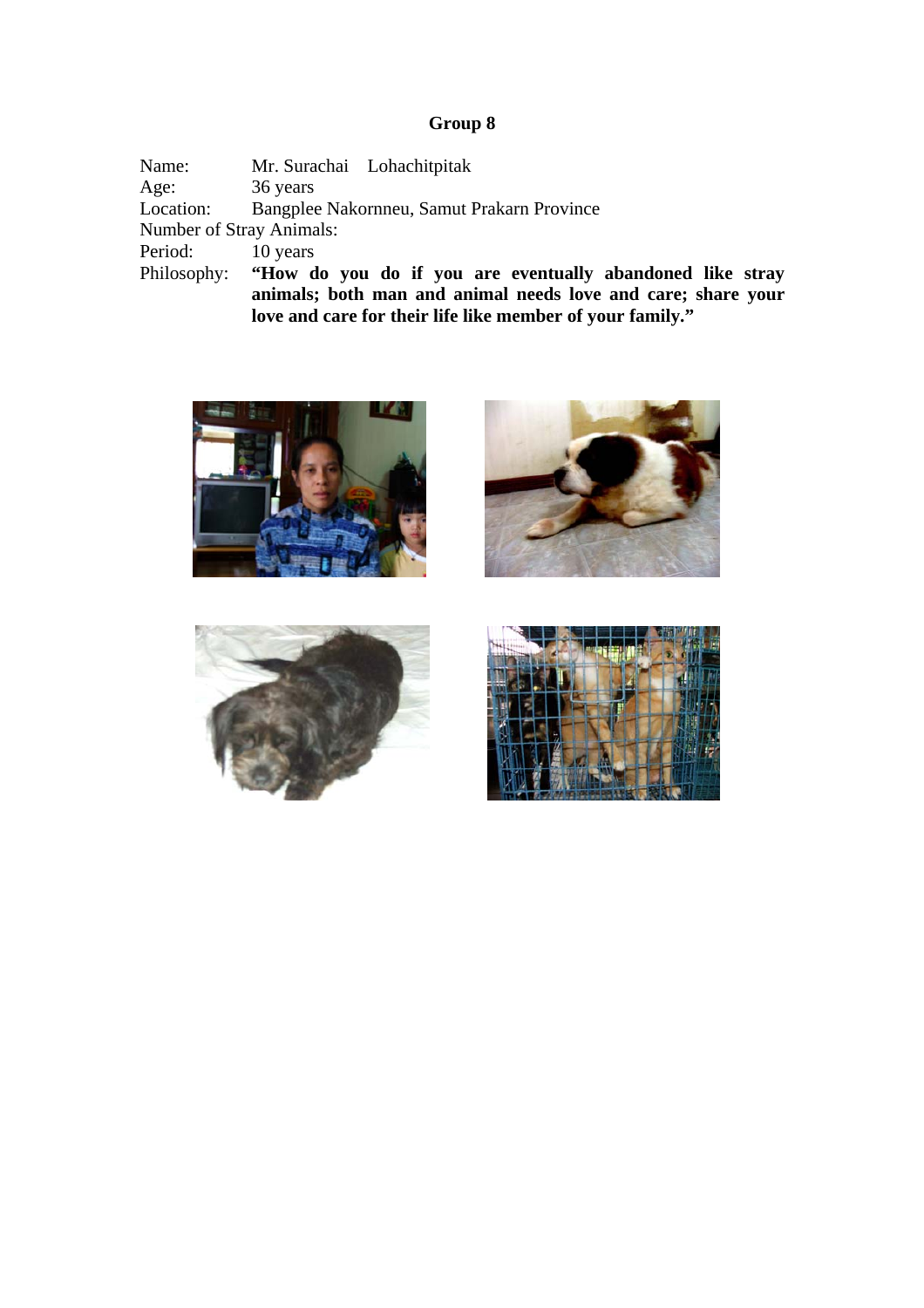## Group 8

Name: Mr. Surachai Lohachitpitak  
Age: 36 years  
Location: Bangplee Nakornneu, Samut Prakarn Province  
Number of Stray Animals:  
Period: 10 years  
Philosophy: **"How do you do if you are eventually abandoned like stray animals; both man and animal needs love and care; share your love and care for their life like member of your family."**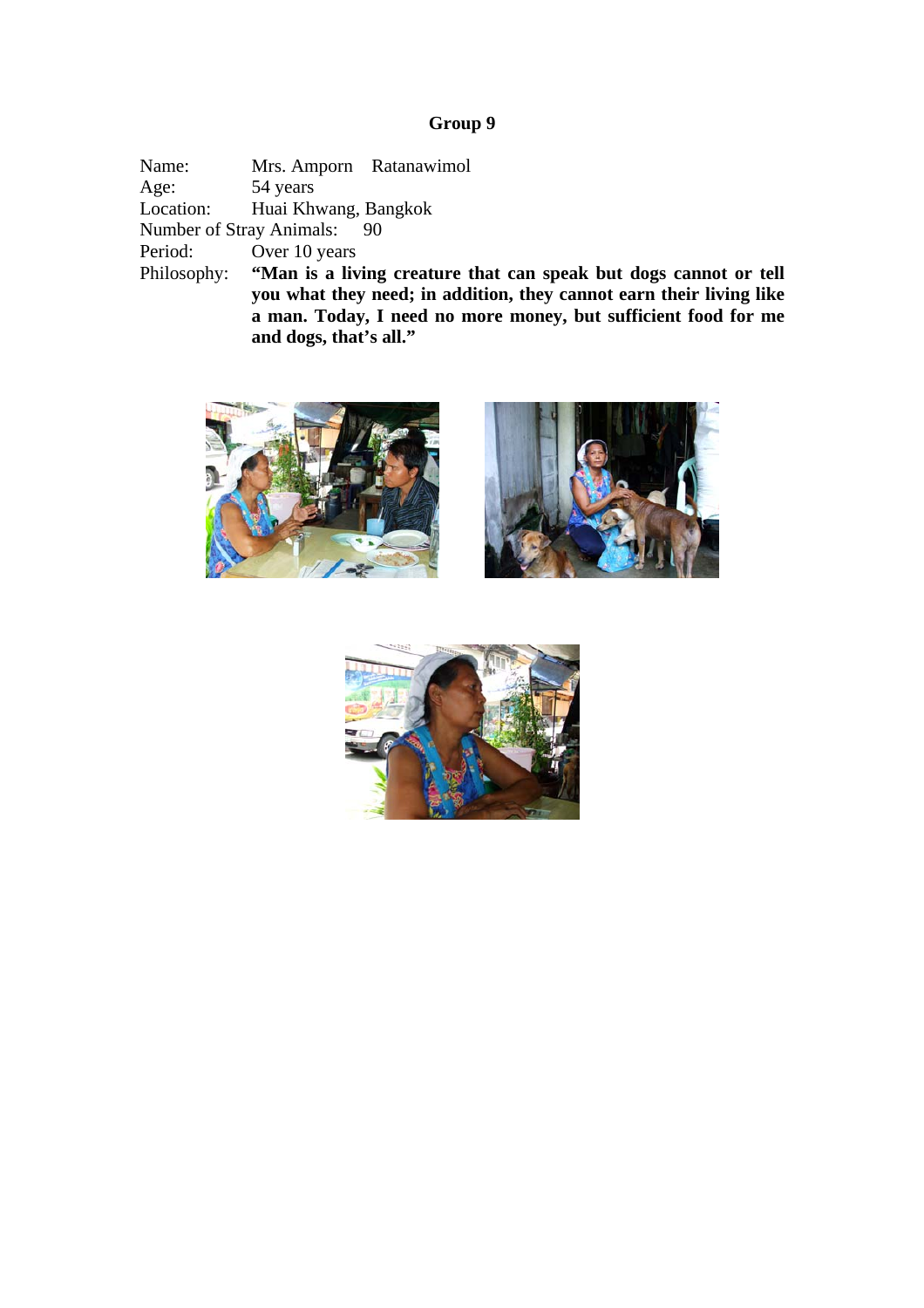## Group 9

Name: Mrs. Amporn Ratanawimol
Age: 54 years
Location: Huai Khwang, Bangkok
Number of Stray Animals: 90
Period: Over 10 years
Philosophy: **"Man is a living creature that can speak but dogs cannot or tell you what they need; in addition, they cannot earn their living like a man. Today, I need no more money, but sufficient food for me and dogs, that's all."**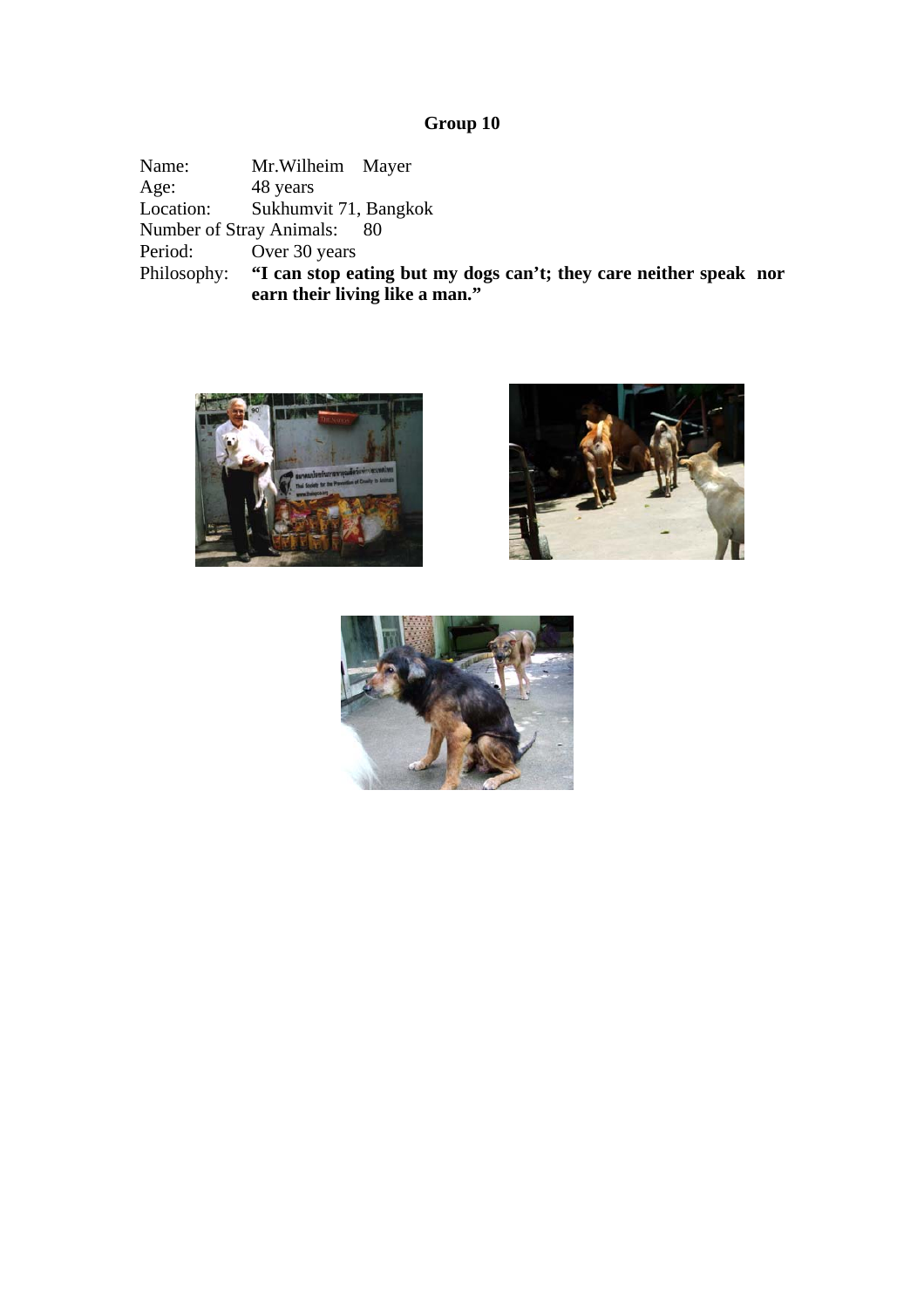# Group 10

Name: Mr.Wilheim Mayer

Age: 48 years

Location: Sukhumvit 71, Bangkok

Number of Stray Animals: 80

Period: Over 30 years

Philosophy: **"I can stop eating but my dogs can't; they care neither speak nor earn their living like a man."**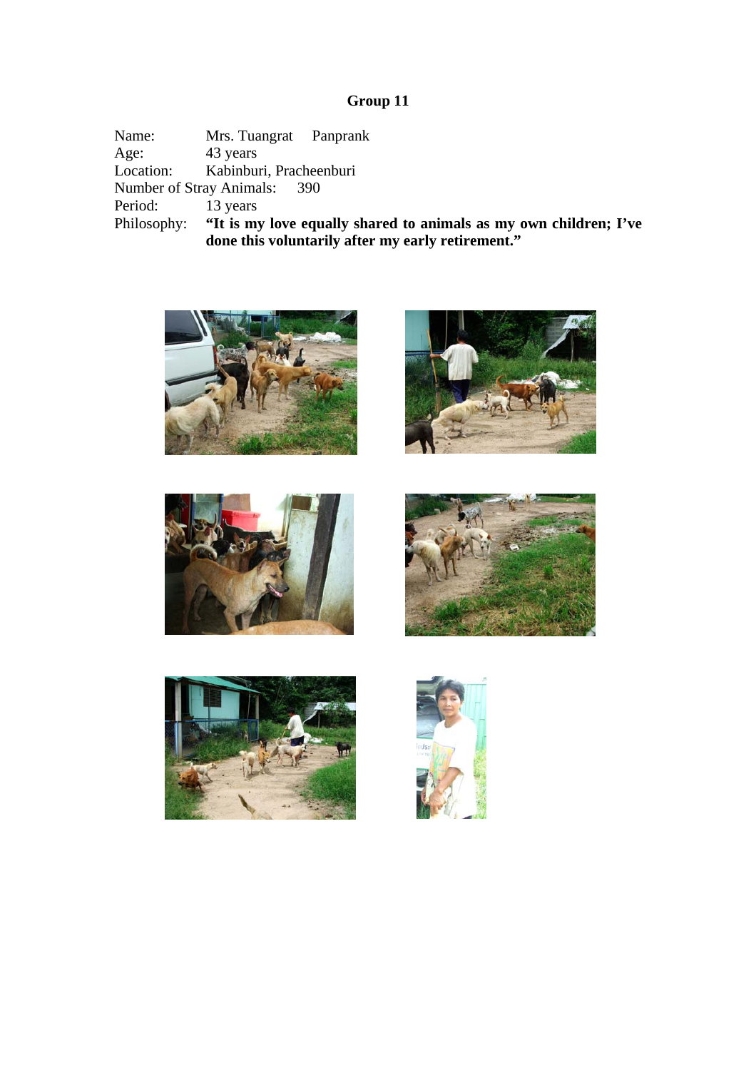## Group 11

Name: Mrs. Tuangrat Panprank
Age: 43 years
Location: Kabinburi, Pracheenburi
Number of Stray Animals: 390
Period: 13 years
Philosophy: **"It is my love equally shared to animals as my own children; I've done this voluntarily after my early retirement."**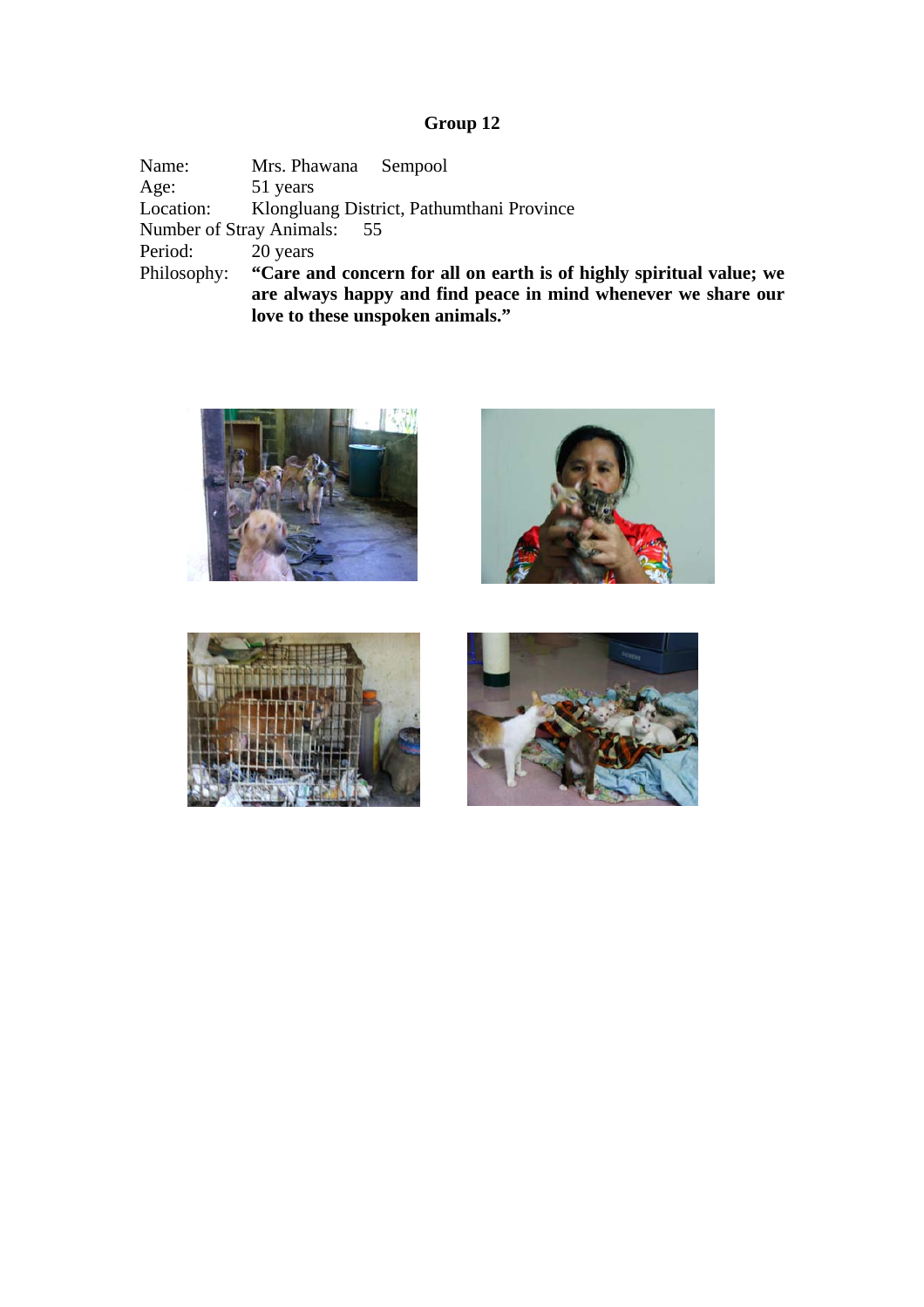# Group 12

Name: Mrs. Phawana Sempool

Age: 51 years

Location: Klongluang District, Pathumthani Province

Number of Stray Animals: 55

Period: 20 years

Philosophy: **"Care and concern for all on earth is of highly spiritual value; we are always happy and find peace in mind whenever we share our love to these unspoken animals."**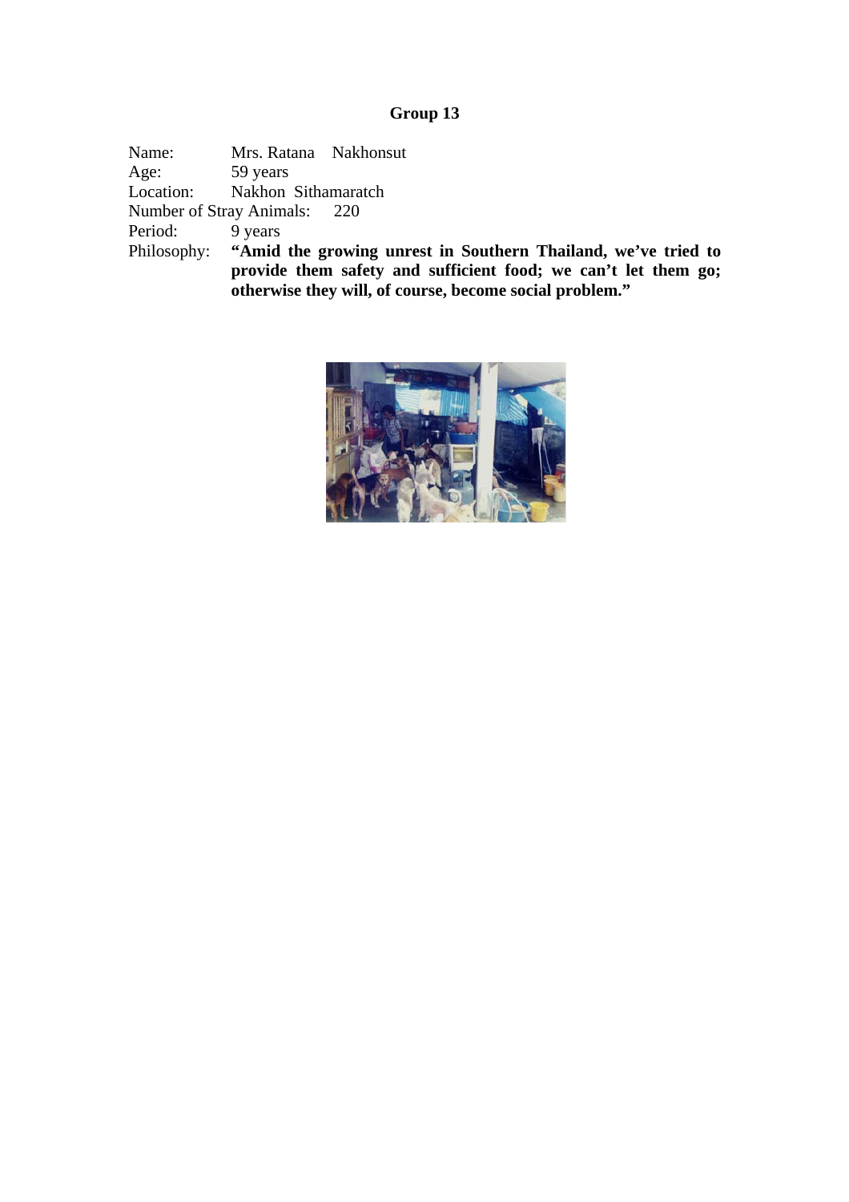# Group 13

Name: Mrs. Ratana Nakhonsut
Age: 59 years
Location: Nakhon Sithamaratch
Number of Stray Animals: 220
Period: 9 years
Philosophy: **“Amid the growing unrest in Southern Thailand, we’ve tried to provide them safety and sufficient food; we can’t let them go; otherwise they will, of course, become social problem.”**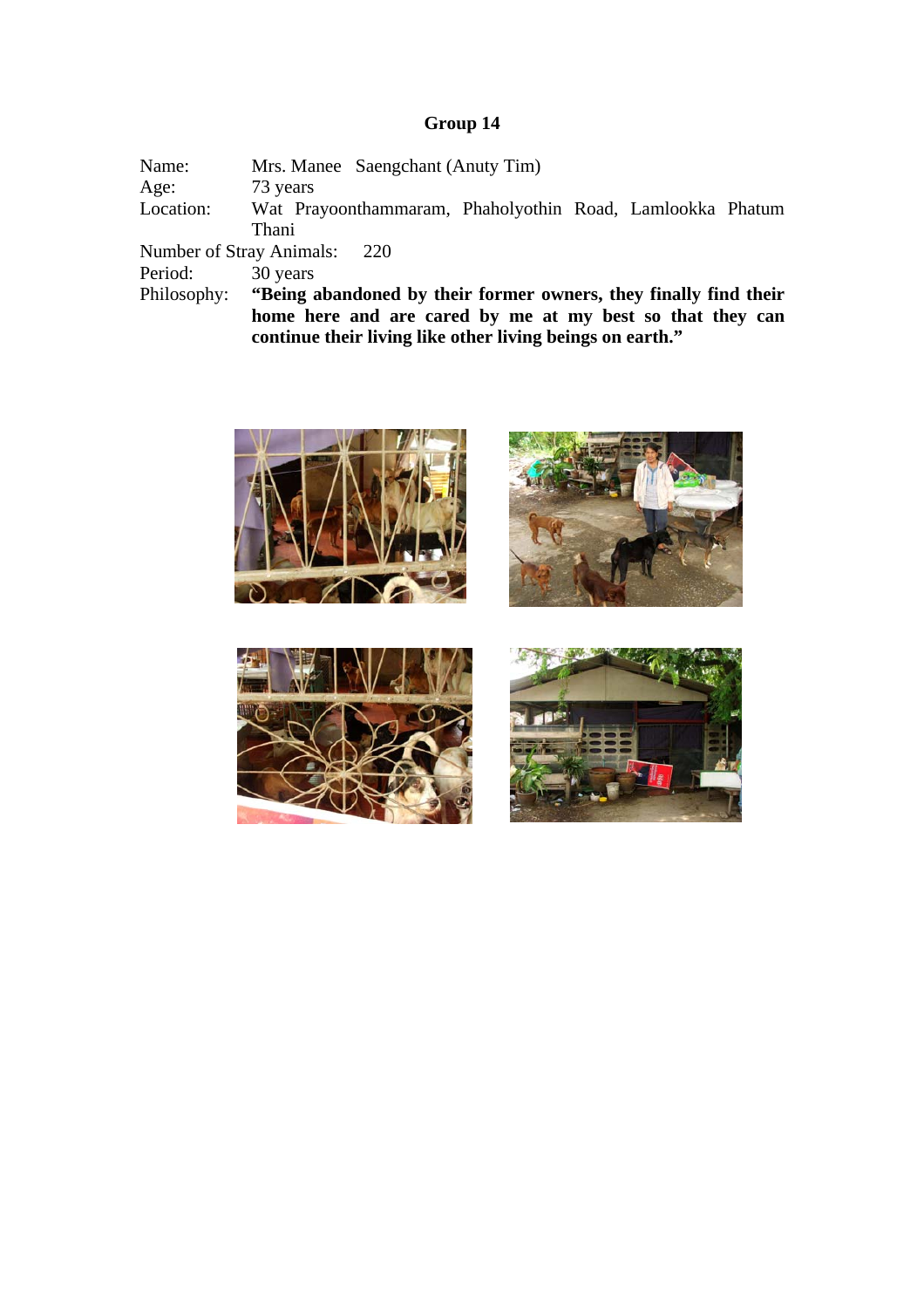**Group 14**

Name: Mrs. Manee Saengchant (Anuty Tim)
Age: 73 years
Location: Wat Prayoonthammaram, Phaholyothin Road, Lamlookka Phatum Thani
Number of Stray Animals: 220
Period: 30 years
Philosophy: **"Being abandoned by their former owners, they finally find their home here and are cared by me at my best so that they can continue their living like other living beings on earth."**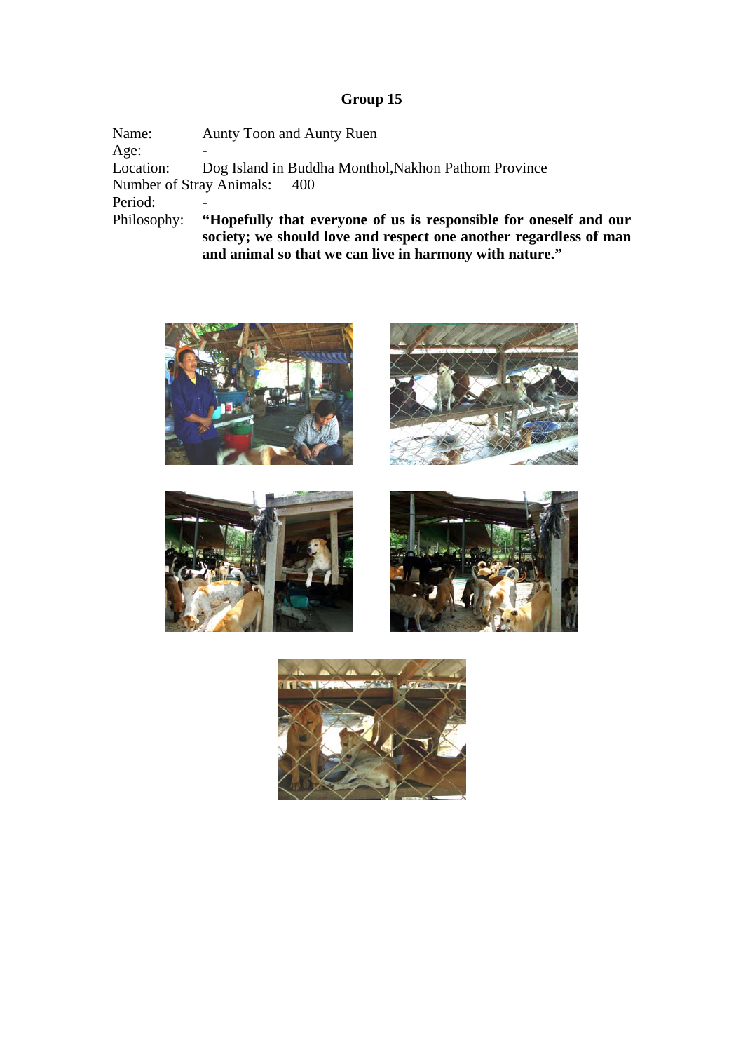# Group 15

Name: Aunty Toon and Aunty Ruen

Age: -

Location: Dog Island in Buddha Monthol,Nakhon Pathom Province

Number of Stray Animals: 400

Period: -

Philosophy: **“Hopefully that everyone of us is responsible for oneself and our society; we should love and respect one another regardless of man and animal so that we can live in harmony with nature.”**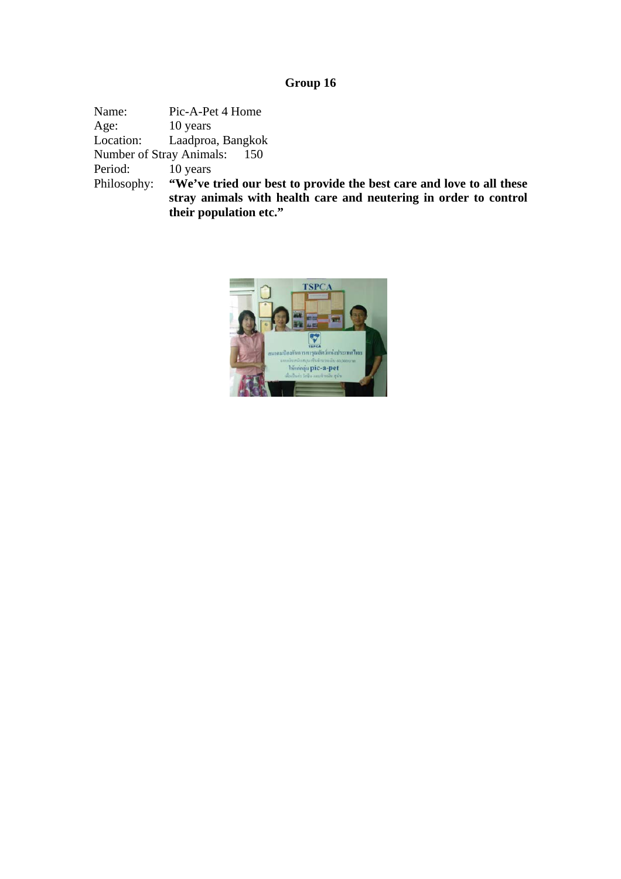# Group 16

Name: Pic-A-Pet 4 Home
Age: 10 years
Location: Laadproa, Bangkok
Number of Stray Animals: 150
Period: 10 years
Philosophy: **"We've tried our best to provide the best care and love to all these stray animals with health care and neutering in order to control their population etc."**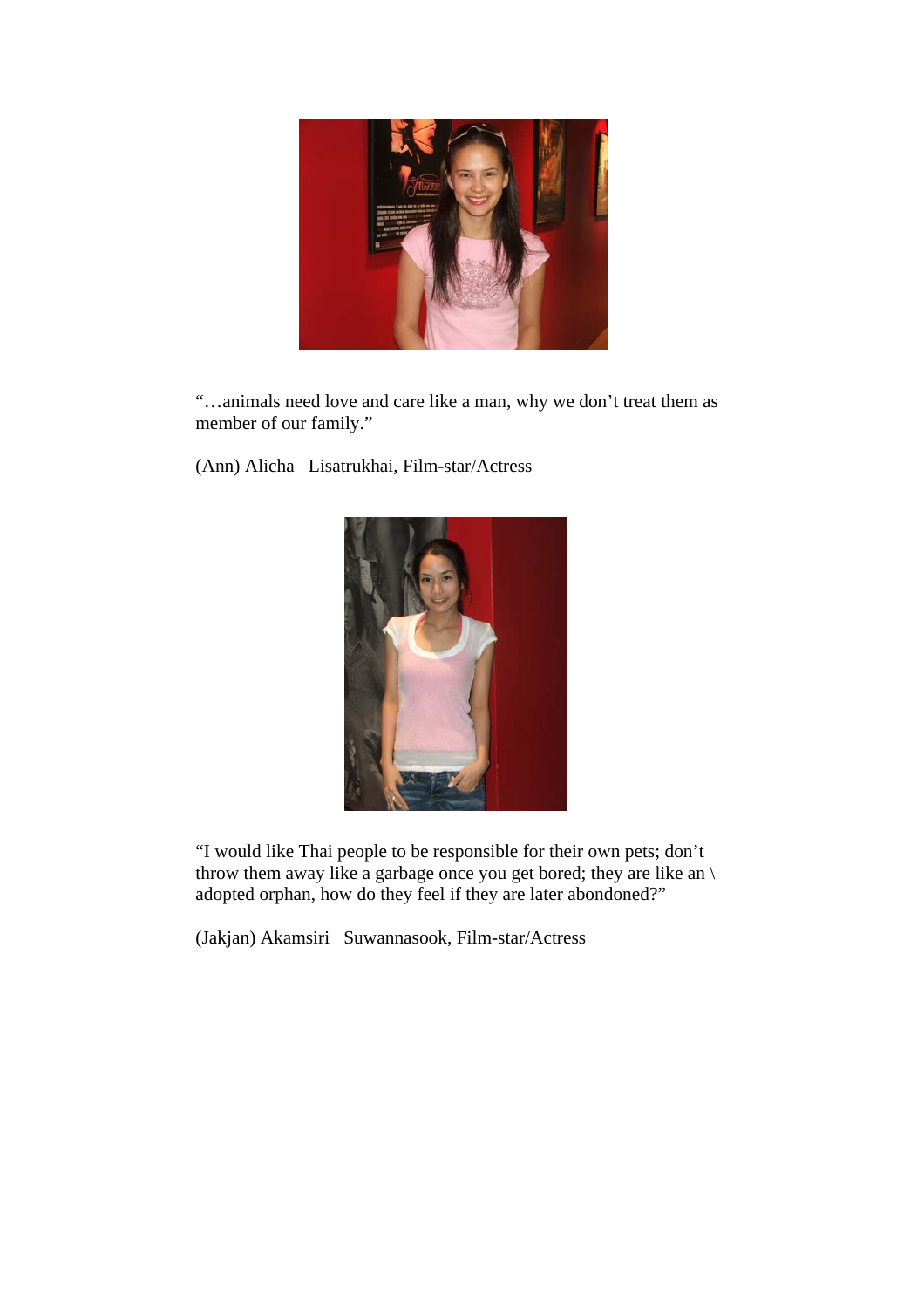"…animals need love and care like a man, why we don't treat them as member of our family."

(Ann) Alicha Lisatrukhai, Film-star/Actress

"I would like Thai people to be responsible for their own pets; don't throw them away like a garbage once you get bored; they are like an \ adopted orphan, how do they feel if they are later abondoned?"

(Jakjan) Akamsiri Suwannasook, Film-star/Actress